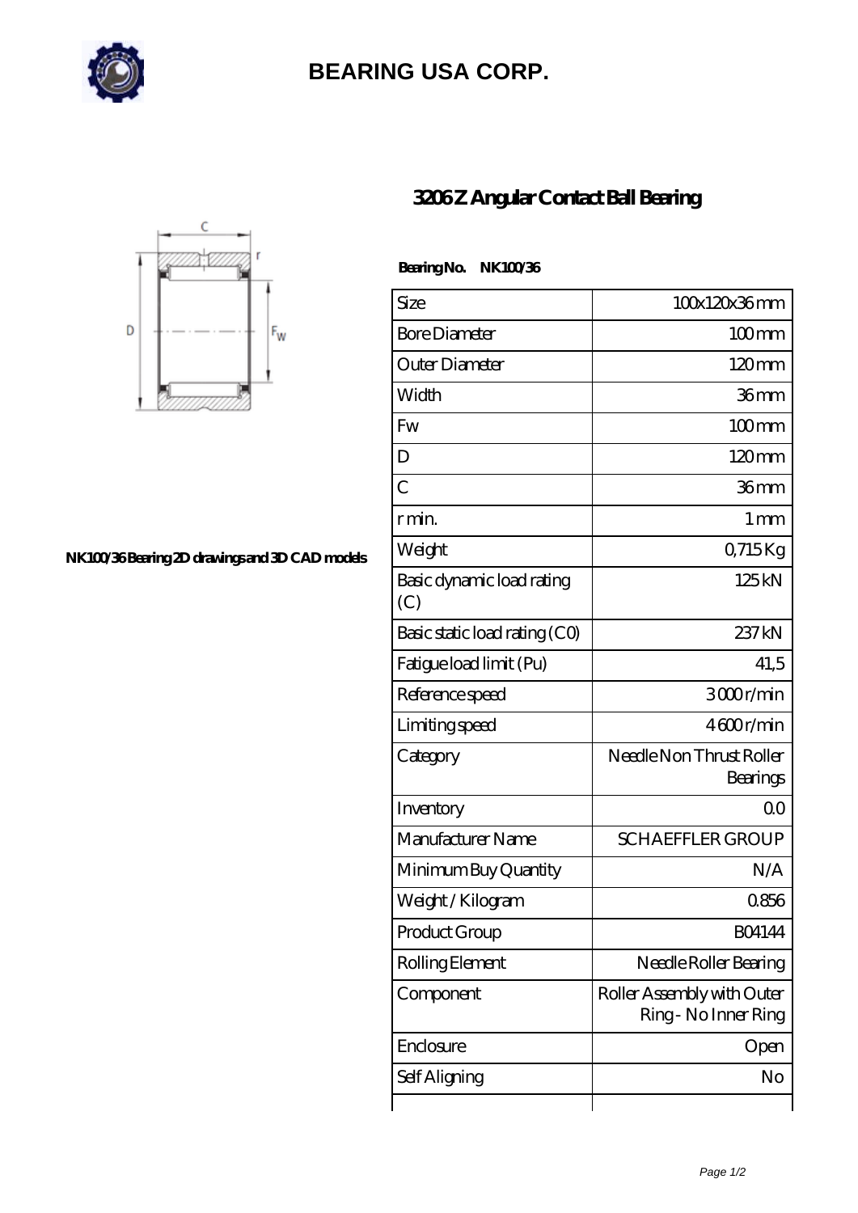# BEARING USA CORP.

## 3206 Z Angular Contact Ball Bearing

NK100/36 Bearing 2D drawings and 3D CAD models

**Bearing No. NK100/36**

| Size | 100x120x36 mm |
|---|---|
| Bore Diameter | 100 mm |
| Outer Diameter | 120 mm |
| Width | 36 mm |
| Fw | 100 mm |
| D | 120 mm |
| C | 36 mm |
| r min. | 1 mm |
| Weight | 0,715 Kg |
| Basic dynamic load rating (C) | 125 kN |
| Basic static load rating (C0) | 237 kN |
| Fatigue load limit (Pu) | 41,5 |
| Reference speed | 3 000 r/min |
| Limiting speed | 4 600 r/min |
| Category | Needle Non Thrust Roller Bearings |
| Inventory | 0.0 |
| Manufacturer Name | SCHAEFFLER GROUP |
| Minimum Buy Quantity | N/A |
| Weight / Kilogram | 0.856 |
| Product Group | B04144 |
| Rolling Element | Needle Roller Bearing |
| Component | Roller Assembly with Outer Ring - No Inner Ring |
| Enclosure | Open |
| Self Aligning | No |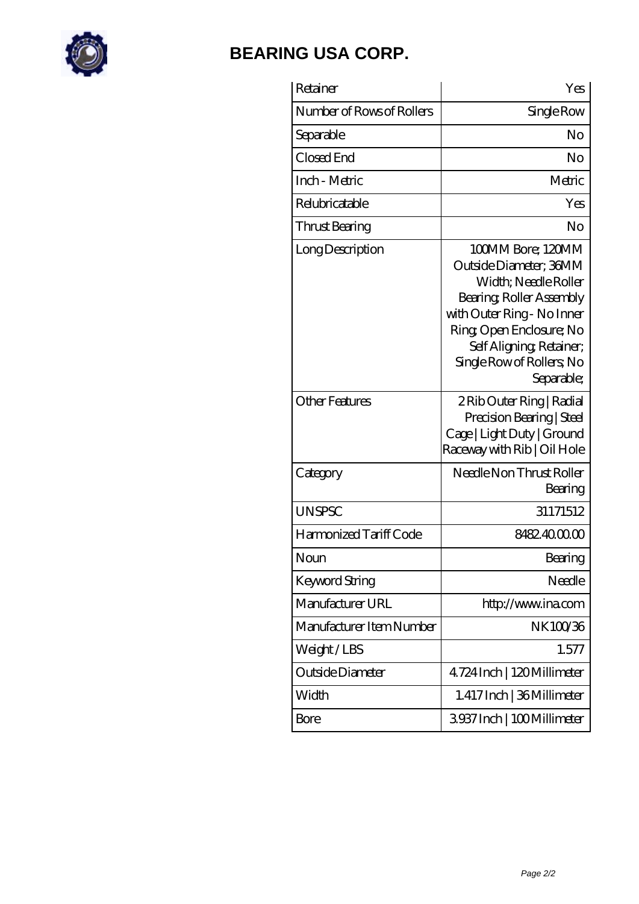# BEARING USA CORP.

| | |
|---|---|
| Retainer | Yes |
| Number of Rows of Rollers | Single Row |
| Separable | No |
| Closed End | No |
| Inch - Metric | Metric |
| Relubricatable | Yes |
| Thrust Bearing | No |
| Long Description | 100MM Bore; 120MM Outside Diameter; 36MM Width; Needle Roller Bearing; Roller Assembly with Outer Ring - No Inner Ring; Open Enclosure; No Self Aligning; Retainer; Single Row of Rollers; No Separable; |
| Other Features | 2 Rib Outer Ring \| Radial Precision Bearing \| Steel Cage \| Light Duty \| Ground Raceway with Rib \| Oil Hole |
| Category | Needle Non Thrust Roller Bearing |
| UNSPSC | 31171512 |
| Harmonized Tariff Code | 8482.40.00.00 |
| Noun | Bearing |
| Keyword String | Needle |
| Manufacturer URL | http://www.ina.com |
| Manufacturer Item Number | NK100/36 |
| Weight / LBS | 1.577 |
| Outside Diameter | 4.724 Inch \| 120 Millimeter |
| Width | 1.417 Inch \| 36 Millimeter |
| Bore | 3.937 Inch \| 100 Millimeter |